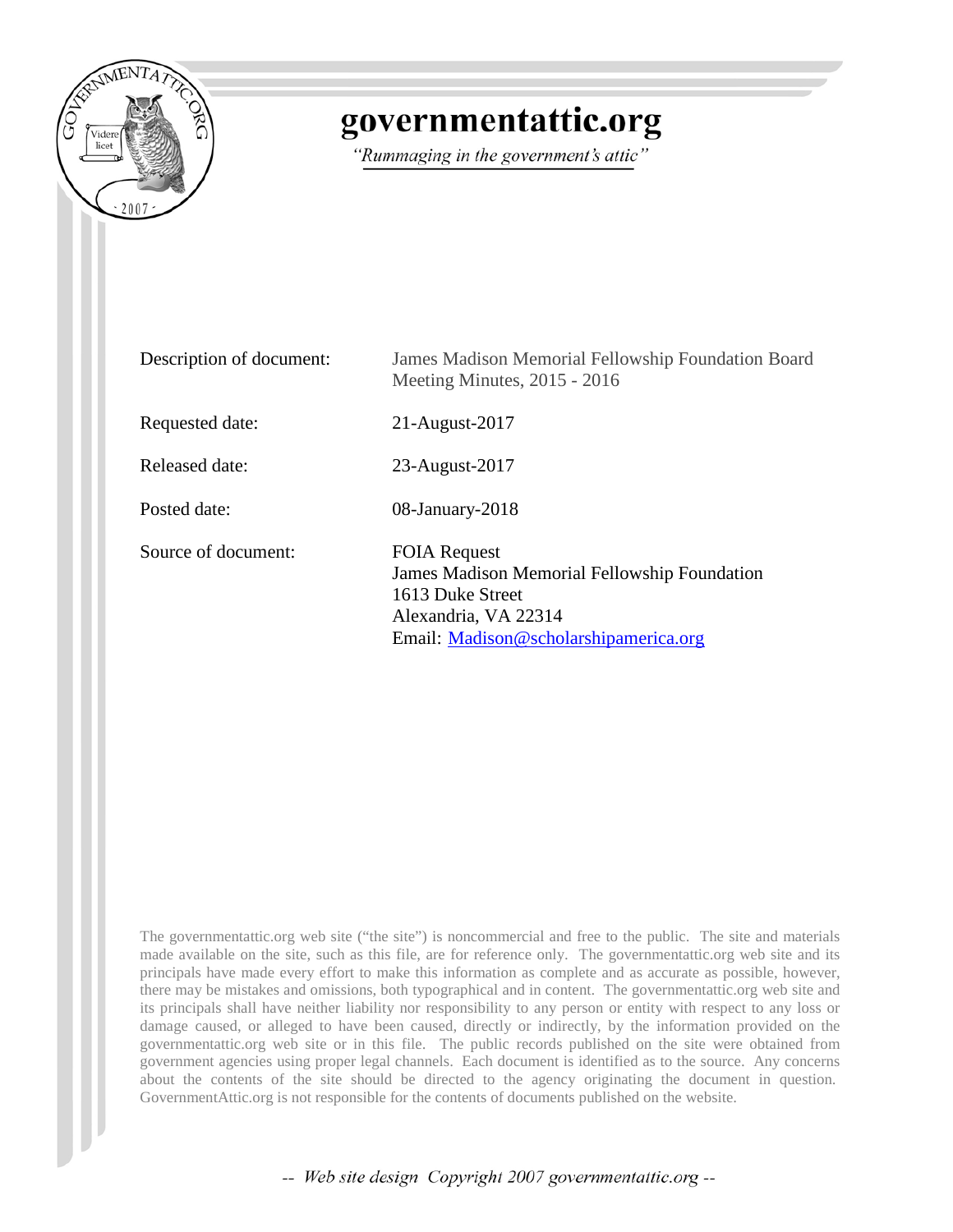# governmentattic.org

*"Rummaging in the government's attic"*

| | |
|---|---|
| Description of document: | James Madison Memorial Fellowship Foundation Board Meeting Minutes, 2015 - 2016 |
| Requested date: | 21-August-2017 |
| Released date: | 23-August-2017 |
| Posted date: | 08-January-2018 |
| Source of document: | FOIA Request<br>James Madison Memorial Fellowship Foundation<br>1613 Duke Street<br>Alexandria, VA 22314<br>Email: Madison@scholarshipamerica.org |

The governmentattic.org web site ("the site") is noncommercial and free to the public. The site and materials made available on the site, such as this file, are for reference only. The governmentattic.org web site and its principals have made every effort to make this information as complete and as accurate as possible, however, there may be mistakes and omissions, both typographical and in content. The governmentattic.org web site and its principals shall have neither liability nor responsibility to any person or entity with respect to any loss or damage caused, or alleged to have been caused, directly or indirectly, by the information provided on the governmentattic.org web site or in this file. The public records published on the site were obtained from government agencies using proper legal channels. Each document is identified as to the source. Any concerns about the contents of the site should be directed to the agency originating the document in question. GovernmentAttic.org is not responsible for the contents of documents published on the website.

*-- Web site design Copyright 2007 governmentattic.org --*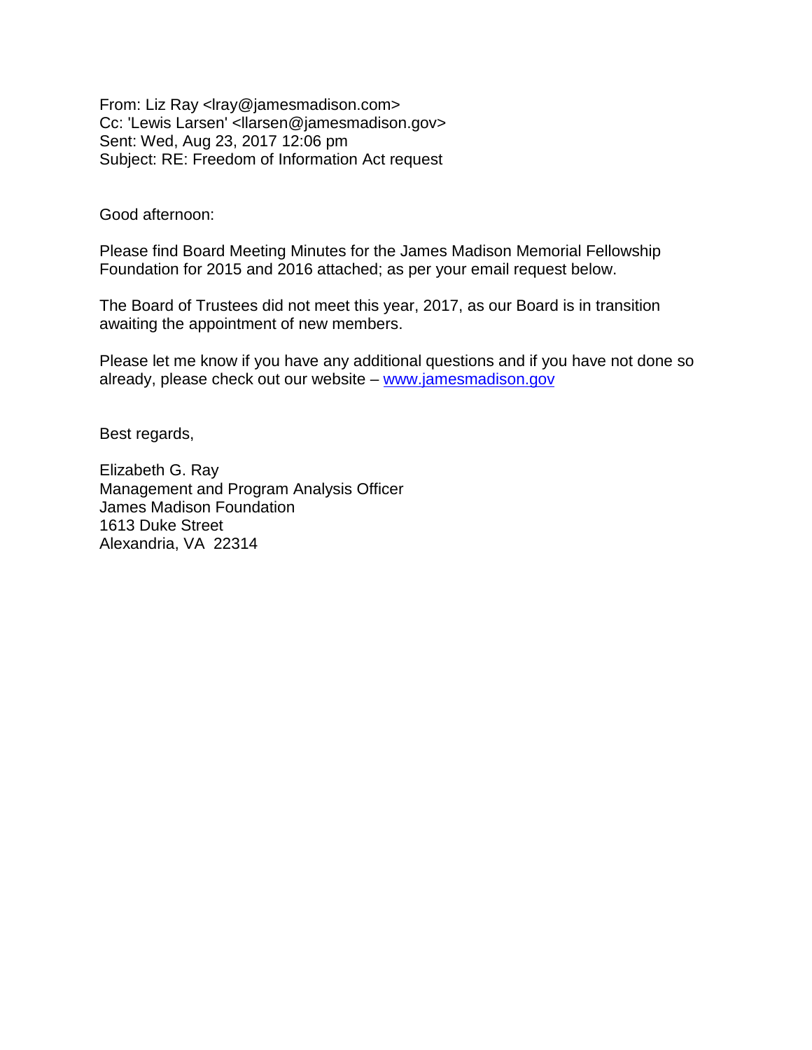From: Liz Ray <lray@jamesmadison.com>
Cc: 'Lewis Larsen' <llarsen@jamesmadison.gov>
Sent: Wed, Aug 23, 2017 12:06 pm
Subject: RE: Freedom of Information Act request

Good afternoon:

Please find Board Meeting Minutes for the James Madison Memorial Fellowship Foundation for 2015 and 2016 attached; as per your email request below.

The Board of Trustees did not meet this year, 2017, as our Board is in transition awaiting the appointment of new members.

Please let me know if you have any additional questions and if you have not done so already, please check out our website – [www.jamesmadison.gov](http://www.jamesmadison.gov)

Best regards,

Elizabeth G. Ray
Management and Program Analysis Officer
James Madison Foundation
1613 Duke Street
Alexandria, VA 22314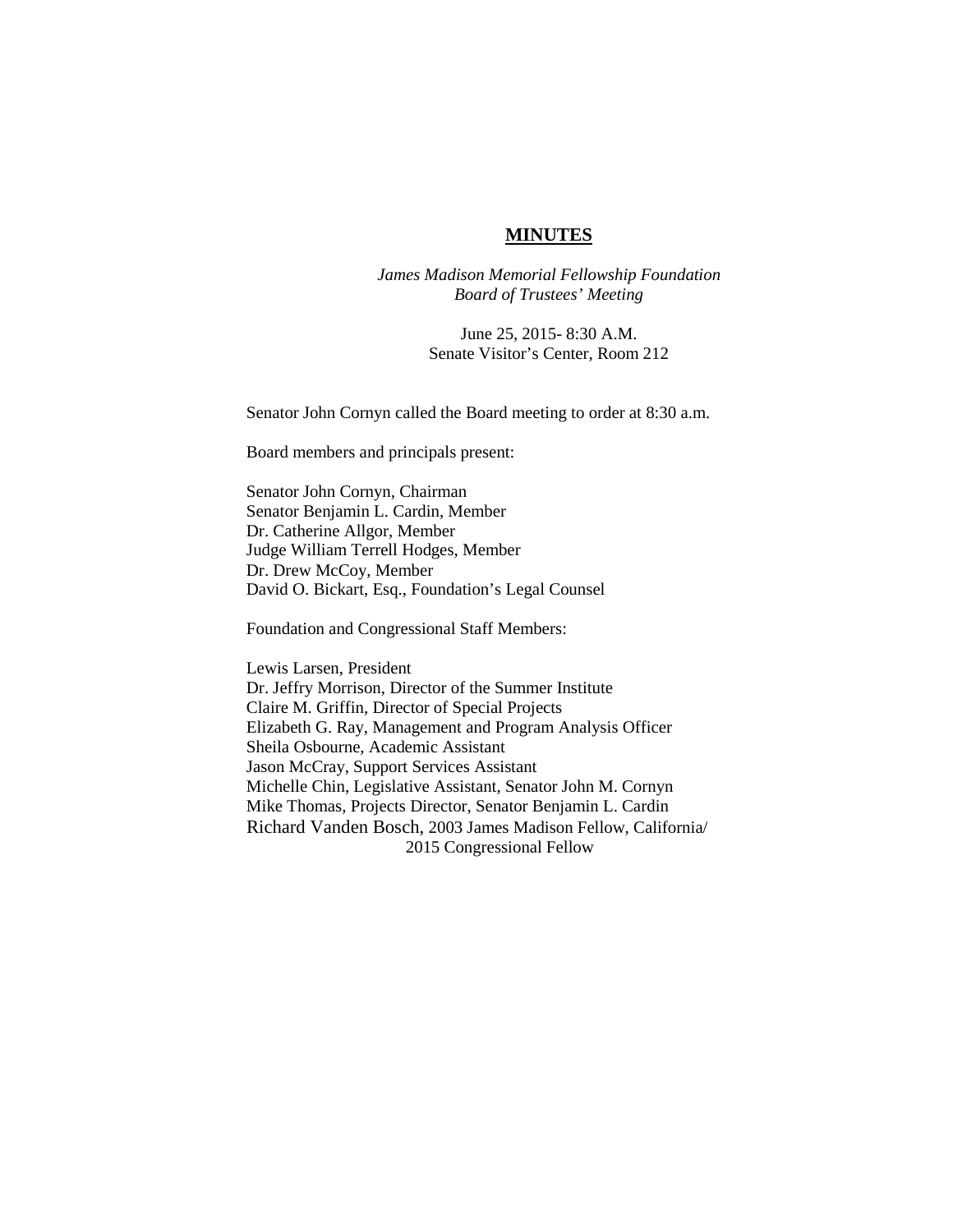# **MINUTES**

*James Madison Memorial Fellowship Foundation*
*Board of Trustees' Meeting*

June 25, 2015- 8:30 A.M.
Senate Visitor's Center, Room 212

Senator John Cornyn called the Board meeting to order at 8:30 a.m.

Board members and principals present:

Senator John Cornyn, Chairman
Senator Benjamin L. Cardin, Member
Dr. Catherine Allgor, Member
Judge William Terrell Hodges, Member
Dr. Drew McCoy, Member
David O. Bickart, Esq., Foundation's Legal Counsel

Foundation and Congressional Staff Members:

Lewis Larsen, President
Dr. Jeffry Morrison, Director of the Summer Institute
Claire M. Griffin, Director of Special Projects
Elizabeth G. Ray, Management and Program Analysis Officer
Sheila Osbourne, Academic Assistant
Jason McCray, Support Services Assistant
Michelle Chin, Legislative Assistant, Senator John M. Cornyn
Mike Thomas, Projects Director, Senator Benjamin L. Cardin
Richard Vanden Bosch, 2003 James Madison Fellow, California/
2015 Congressional Fellow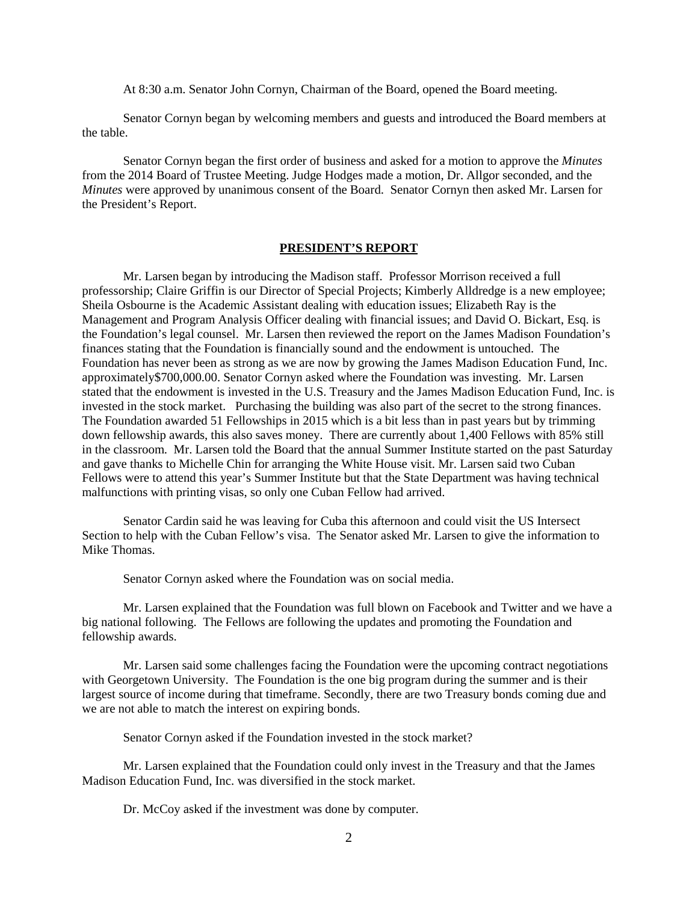At 8:30 a.m. Senator John Cornyn, Chairman of the Board, opened the Board meeting.

Senator Cornyn began by welcoming members and guests and introduced the Board members at the table.

Senator Cornyn began the first order of business and asked for a motion to approve the *Minutes* from the 2014 Board of Trustee Meeting. Judge Hodges made a motion, Dr. Allgor seconded, and the *Minutes* were approved by unanimous consent of the Board. Senator Cornyn then asked Mr. Larsen for the President's Report.

## PRESIDENT'S REPORT

Mr. Larsen began by introducing the Madison staff. Professor Morrison received a full professorship; Claire Griffin is our Director of Special Projects; Kimberly Alldredge is a new employee; Sheila Osbourne is the Academic Assistant dealing with education issues; Elizabeth Ray is the Management and Program Analysis Officer dealing with financial issues; and David O. Bickart, Esq. is the Foundation's legal counsel. Mr. Larsen then reviewed the report on the James Madison Foundation's finances stating that the Foundation is financially sound and the endowment is untouched. The Foundation has never been as strong as we are now by growing the James Madison Education Fund, Inc. approximately$700,000.00. Senator Cornyn asked where the Foundation was investing. Mr. Larsen stated that the endowment is invested in the U.S. Treasury and the James Madison Education Fund, Inc. is invested in the stock market. Purchasing the building was also part of the secret to the strong finances. The Foundation awarded 51 Fellowships in 2015 which is a bit less than in past years but by trimming down fellowship awards, this also saves money. There are currently about 1,400 Fellows with 85% still in the classroom. Mr. Larsen told the Board that the annual Summer Institute started on the past Saturday and gave thanks to Michelle Chin for arranging the White House visit. Mr. Larsen said two Cuban Fellows were to attend this year's Summer Institute but that the State Department was having technical malfunctions with printing visas, so only one Cuban Fellow had arrived.

Senator Cardin said he was leaving for Cuba this afternoon and could visit the US Intersect Section to help with the Cuban Fellow's visa. The Senator asked Mr. Larsen to give the information to Mike Thomas.

Senator Cornyn asked where the Foundation was on social media.

Mr. Larsen explained that the Foundation was full blown on Facebook and Twitter and we have a big national following. The Fellows are following the updates and promoting the Foundation and fellowship awards.

Mr. Larsen said some challenges facing the Foundation were the upcoming contract negotiations with Georgetown University. The Foundation is the one big program during the summer and is their largest source of income during that timeframe. Secondly, there are two Treasury bonds coming due and we are not able to match the interest on expiring bonds.

Senator Cornyn asked if the Foundation invested in the stock market?

Mr. Larsen explained that the Foundation could only invest in the Treasury and that the James Madison Education Fund, Inc. was diversified in the stock market.

Dr. McCoy asked if the investment was done by computer.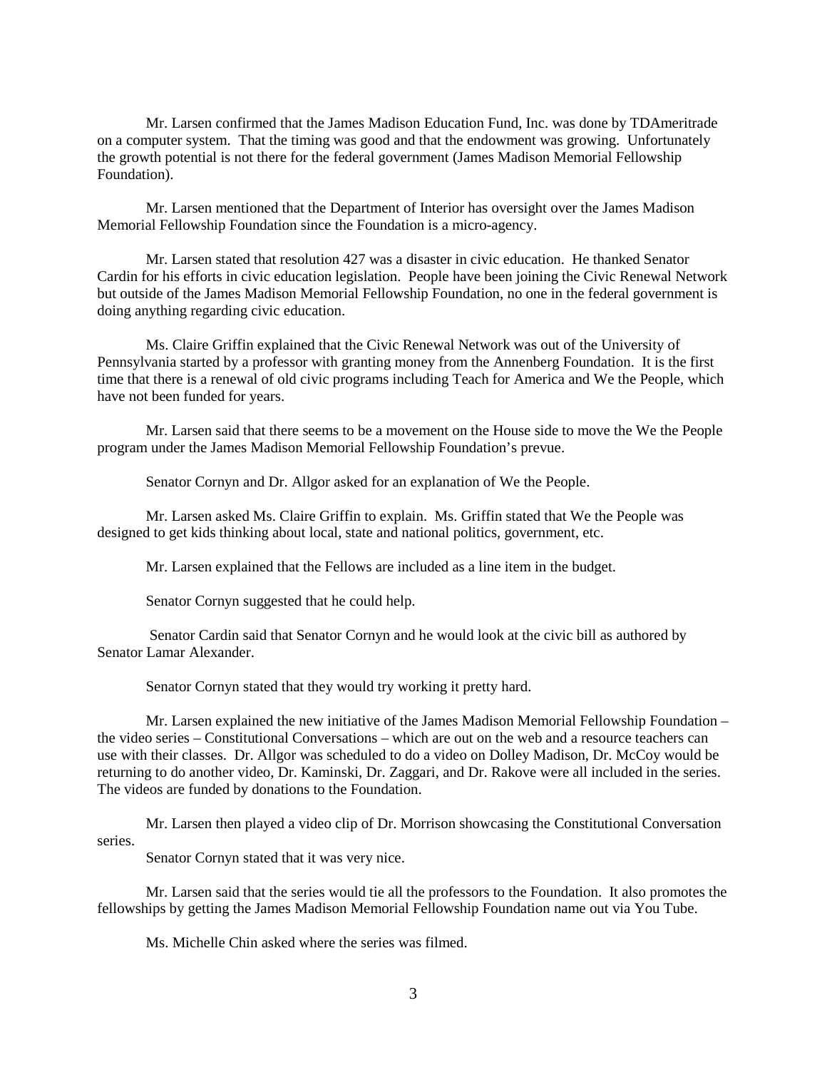Mr. Larsen confirmed that the James Madison Education Fund, Inc. was done by TDAmeritrade on a computer system. That the timing was good and that the endowment was growing. Unfortunately the growth potential is not there for the federal government (James Madison Memorial Fellowship Foundation).

Mr. Larsen mentioned that the Department of Interior has oversight over the James Madison Memorial Fellowship Foundation since the Foundation is a micro-agency.

Mr. Larsen stated that resolution 427 was a disaster in civic education. He thanked Senator Cardin for his efforts in civic education legislation. People have been joining the Civic Renewal Network but outside of the James Madison Memorial Fellowship Foundation, no one in the federal government is doing anything regarding civic education.

Ms. Claire Griffin explained that the Civic Renewal Network was out of the University of Pennsylvania started by a professor with granting money from the Annenberg Foundation. It is the first time that there is a renewal of old civic programs including Teach for America and We the People, which have not been funded for years.

Mr. Larsen said that there seems to be a movement on the House side to move the We the People program under the James Madison Memorial Fellowship Foundation's prevue.

Senator Cornyn and Dr. Allgor asked for an explanation of We the People.

Mr. Larsen asked Ms. Claire Griffin to explain. Ms. Griffin stated that We the People was designed to get kids thinking about local, state and national politics, government, etc.

Mr. Larsen explained that the Fellows are included as a line item in the budget.

Senator Cornyn suggested that he could help.

Senator Cardin said that Senator Cornyn and he would look at the civic bill as authored by Senator Lamar Alexander.

Senator Cornyn stated that they would try working it pretty hard.

Mr. Larsen explained the new initiative of the James Madison Memorial Fellowship Foundation – the video series – Constitutional Conversations – which are out on the web and a resource teachers can use with their classes. Dr. Allgor was scheduled to do a video on Dolley Madison, Dr. McCoy would be returning to do another video, Dr. Kaminski, Dr. Zaggari, and Dr. Rakove were all included in the series. The videos are funded by donations to the Foundation.

Mr. Larsen then played a video clip of Dr. Morrison showcasing the Constitutional Conversation series.

Senator Cornyn stated that it was very nice.

Mr. Larsen said that the series would tie all the professors to the Foundation. It also promotes the fellowships by getting the James Madison Memorial Fellowship Foundation name out via You Tube.

Ms. Michelle Chin asked where the series was filmed.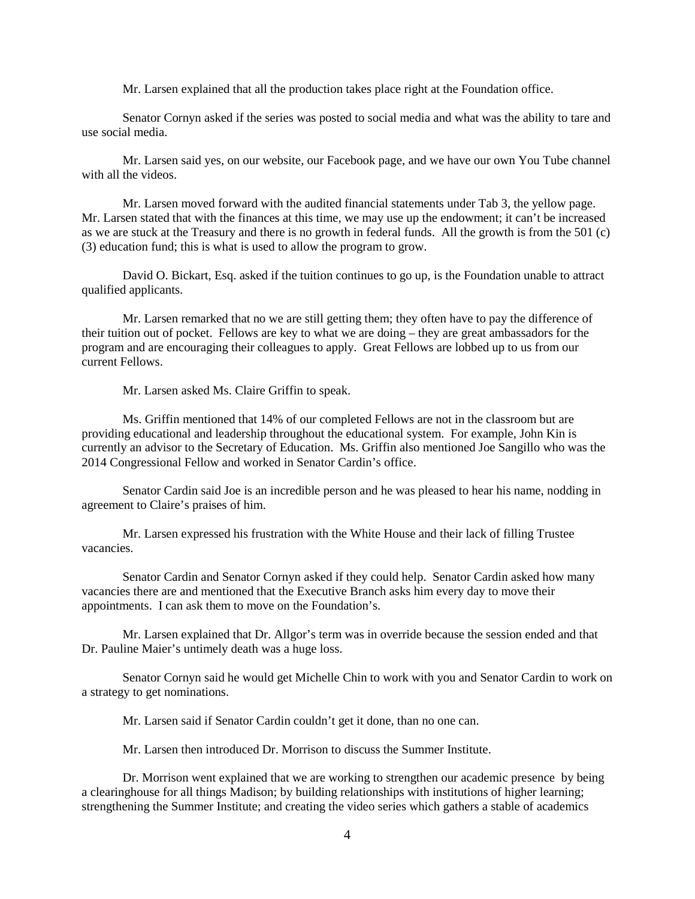Mr. Larsen explained that all the production takes place right at the Foundation office.

Senator Cornyn asked if the series was posted to social media and what was the ability to tare and use social media.

Mr. Larsen said yes, on our website, our Facebook page, and we have our own You Tube channel with all the videos.

Mr. Larsen moved forward with the audited financial statements under Tab 3, the yellow page. Mr. Larsen stated that with the finances at this time, we may use up the endowment; it can't be increased as we are stuck at the Treasury and there is no growth in federal funds. All the growth is from the 501 (c) (3) education fund; this is what is used to allow the program to grow.

David O. Bickart, Esq. asked if the tuition continues to go up, is the Foundation unable to attract qualified applicants.

Mr. Larsen remarked that no we are still getting them; they often have to pay the difference of their tuition out of pocket. Fellows are key to what we are doing – they are great ambassadors for the program and are encouraging their colleagues to apply. Great Fellows are lobbed up to us from our current Fellows.

Mr. Larsen asked Ms. Claire Griffin to speak.

Ms. Griffin mentioned that 14% of our completed Fellows are not in the classroom but are providing educational and leadership throughout the educational system. For example, John Kin is currently an advisor to the Secretary of Education. Ms. Griffin also mentioned Joe Sangillo who was the 2014 Congressional Fellow and worked in Senator Cardin's office.

Senator Cardin said Joe is an incredible person and he was pleased to hear his name, nodding in agreement to Claire's praises of him.

Mr. Larsen expressed his frustration with the White House and their lack of filling Trustee vacancies.

Senator Cardin and Senator Cornyn asked if they could help. Senator Cardin asked how many vacancies there are and mentioned that the Executive Branch asks him every day to move their appointments. I can ask them to move on the Foundation's.

Mr. Larsen explained that Dr. Allgor's term was in override because the session ended and that Dr. Pauline Maier's untimely death was a huge loss.

Senator Cornyn said he would get Michelle Chin to work with you and Senator Cardin to work on a strategy to get nominations.

Mr. Larsen said if Senator Cardin couldn't get it done, than no one can.

Mr. Larsen then introduced Dr. Morrison to discuss the Summer Institute.

Dr. Morrison went explained that we are working to strengthen our academic presence by being a clearinghouse for all things Madison; by building relationships with institutions of higher learning; strengthening the Summer Institute; and creating the video series which gathers a stable of academics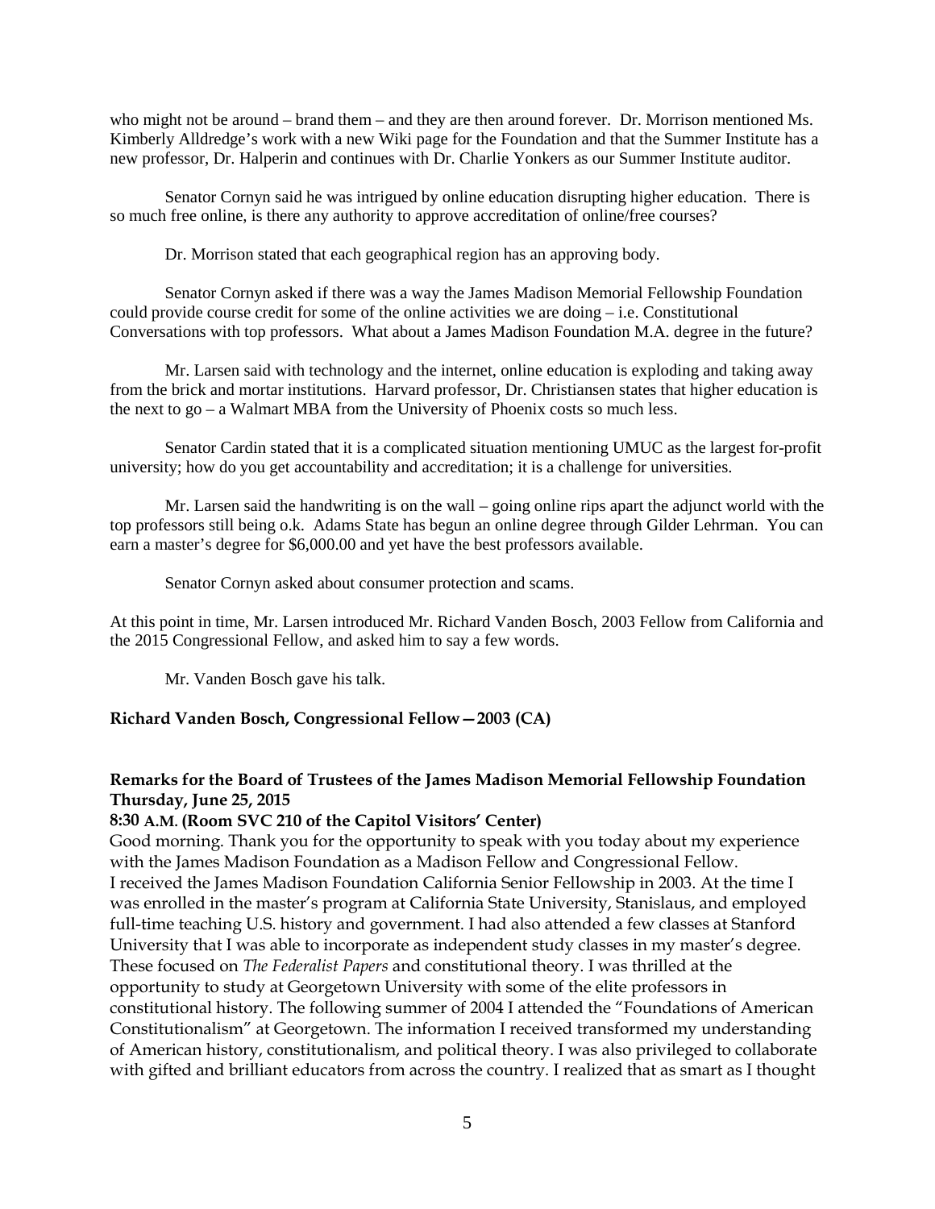who might not be around – brand them – and they are then around forever. Dr. Morrison mentioned Ms. Kimberly Alldredge's work with a new Wiki page for the Foundation and that the Summer Institute has a new professor, Dr. Halperin and continues with Dr. Charlie Yonkers as our Summer Institute auditor.

Senator Cornyn said he was intrigued by online education disrupting higher education. There is so much free online, is there any authority to approve accreditation of online/free courses?

Dr. Morrison stated that each geographical region has an approving body.

Senator Cornyn asked if there was a way the James Madison Memorial Fellowship Foundation could provide course credit for some of the online activities we are doing – i.e. Constitutional Conversations with top professors. What about a James Madison Foundation M.A. degree in the future?

Mr. Larsen said with technology and the internet, online education is exploding and taking away from the brick and mortar institutions. Harvard professor, Dr. Christiansen states that higher education is the next to go – a Walmart MBA from the University of Phoenix costs so much less.

Senator Cardin stated that it is a complicated situation mentioning UMUC as the largest for-profit university; how do you get accountability and accreditation; it is a challenge for universities.

Mr. Larsen said the handwriting is on the wall – going online rips apart the adjunct world with the top professors still being o.k. Adams State has begun an online degree through Gilder Lehrman. You can earn a master's degree for $6,000.00 and yet have the best professors available.

Senator Cornyn asked about consumer protection and scams.

At this point in time, Mr. Larsen introduced Mr. Richard Vanden Bosch, 2003 Fellow from California and the 2015 Congressional Fellow, and asked him to say a few words.

Mr. Vanden Bosch gave his talk.

**Richard Vanden Bosch, Congressional Fellow—2003 (CA)**

**Remarks for the Board of Trustees of the James Madison Memorial Fellowship Foundation Thursday, June 25, 2015**

**8:30 A.M. (Room SVC 210 of the Capitol Visitors' Center)**

Good morning. Thank you for the opportunity to speak with you today about my experience with the James Madison Foundation as a Madison Fellow and Congressional Fellow.
I received the James Madison Foundation California Senior Fellowship in 2003. At the time I was enrolled in the master's program at California State University, Stanislaus, and employed full-time teaching U.S. history and government. I had also attended a few classes at Stanford University that I was able to incorporate as independent study classes in my master's degree. These focused on *The Federalist Papers* and constitutional theory. I was thrilled at the opportunity to study at Georgetown University with some of the elite professors in constitutional history. The following summer of 2004 I attended the "Foundations of American Constitutionalism" at Georgetown. The information I received transformed my understanding of American history, constitutionalism, and political theory. I was also privileged to collaborate with gifted and brilliant educators from across the country. I realized that as smart as I thought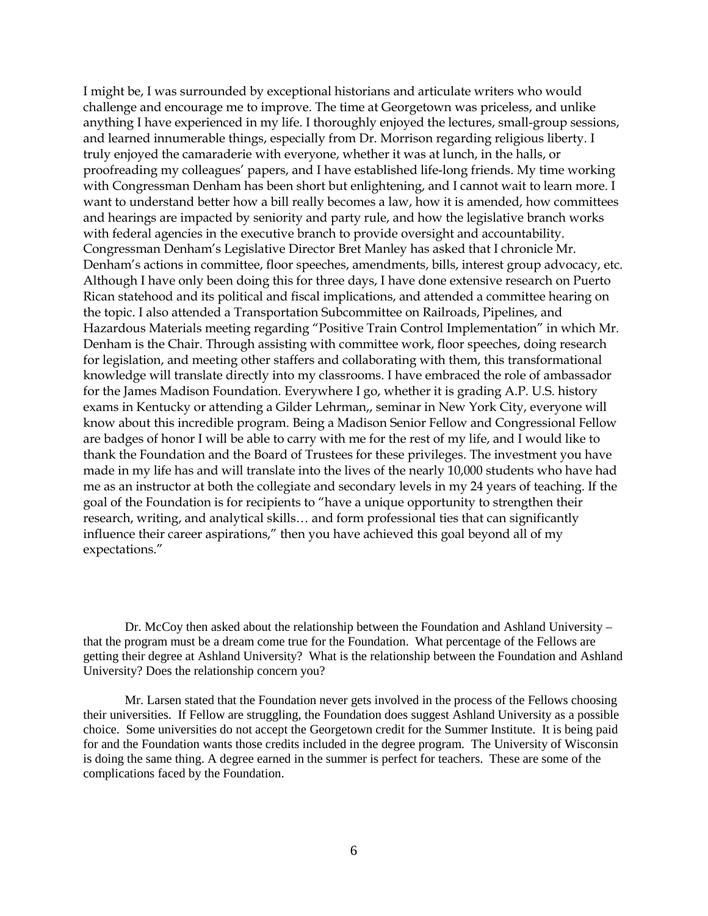I might be, I was surrounded by exceptional historians and articulate writers who would challenge and encourage me to improve. The time at Georgetown was priceless, and unlike anything I have experienced in my life. I thoroughly enjoyed the lectures, small-group sessions, and learned innumerable things, especially from Dr. Morrison regarding religious liberty. I truly enjoyed the camaraderie with everyone, whether it was at lunch, in the halls, or proofreading my colleagues' papers, and I have established life-long friends. My time working with Congressman Denham has been short but enlightening, and I cannot wait to learn more. I want to understand better how a bill really becomes a law, how it is amended, how committees and hearings are impacted by seniority and party rule, and how the legislative branch works with federal agencies in the executive branch to provide oversight and accountability. Congressman Denham's Legislative Director Bret Manley has asked that I chronicle Mr. Denham's actions in committee, floor speeches, amendments, bills, interest group advocacy, etc. Although I have only been doing this for three days, I have done extensive research on Puerto Rican statehood and its political and fiscal implications, and attended a committee hearing on the topic. I also attended a Transportation Subcommittee on Railroads, Pipelines, and Hazardous Materials meeting regarding "Positive Train Control Implementation" in which Mr. Denham is the Chair. Through assisting with committee work, floor speeches, doing research for legislation, and meeting other staffers and collaborating with them, this transformational knowledge will translate directly into my classrooms. I have embraced the role of ambassador for the James Madison Foundation. Everywhere I go, whether it is grading A.P. U.S. history exams in Kentucky or attending a Gilder Lehrman,, seminar in New York City, everyone will know about this incredible program. Being a Madison Senior Fellow and Congressional Fellow are badges of honor I will be able to carry with me for the rest of my life, and I would like to thank the Foundation and the Board of Trustees for these privileges. The investment you have made in my life has and will translate into the lives of the nearly 10,000 students who have had me as an instructor at both the collegiate and secondary levels in my 24 years of teaching. If the goal of the Foundation is for recipients to "have a unique opportunity to strengthen their research, writing, and analytical skills… and form professional ties that can significantly influence their career aspirations," then you have achieved this goal beyond all of my expectations."

Dr. McCoy then asked about the relationship between the Foundation and Ashland University – that the program must be a dream come true for the Foundation. What percentage of the Fellows are getting their degree at Ashland University? What is the relationship between the Foundation and Ashland University? Does the relationship concern you?

Mr. Larsen stated that the Foundation never gets involved in the process of the Fellows choosing their universities. If Fellow are struggling, the Foundation does suggest Ashland University as a possible choice. Some universities do not accept the Georgetown credit for the Summer Institute. It is being paid for and the Foundation wants those credits included in the degree program. The University of Wisconsin is doing the same thing. A degree earned in the summer is perfect for teachers. These are some of the complications faced by the Foundation.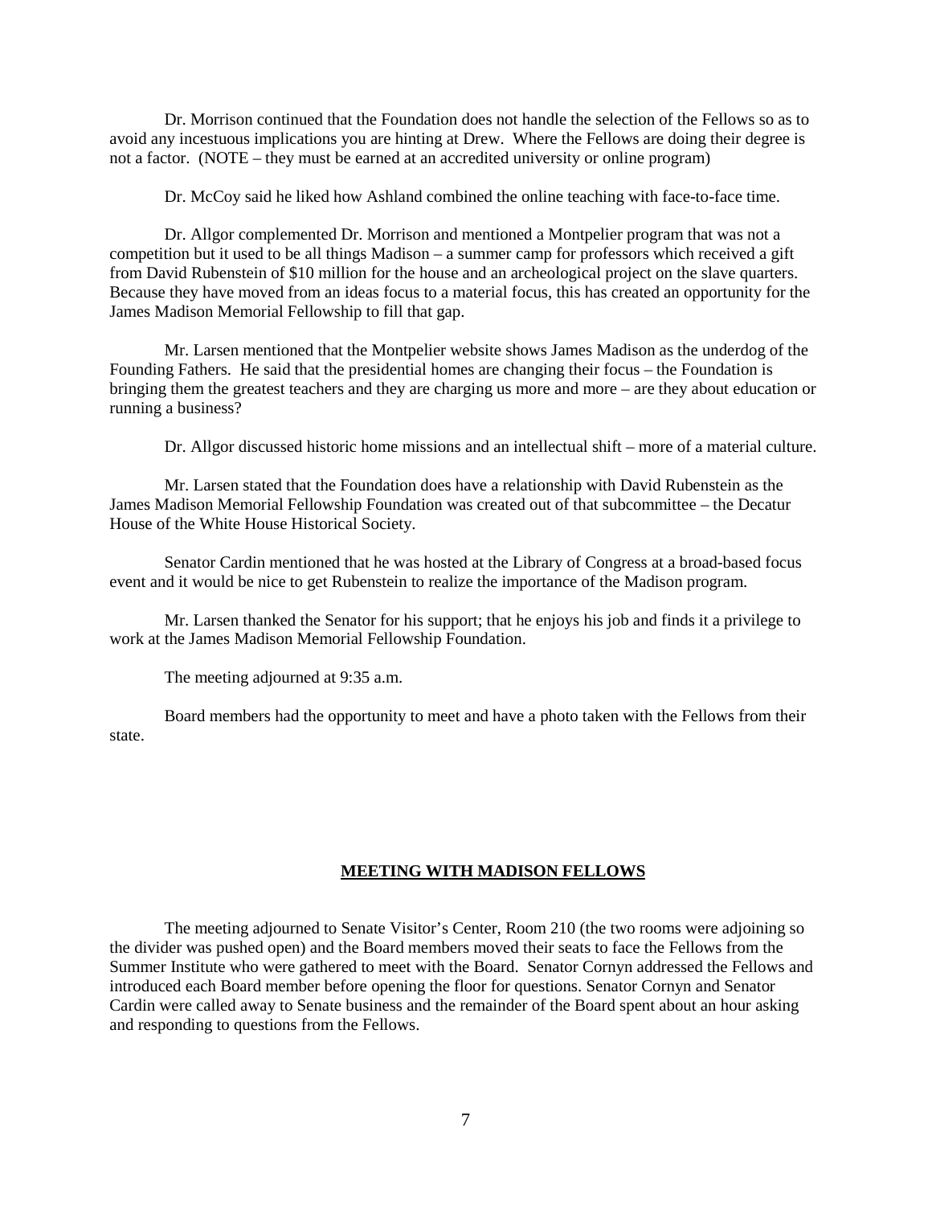Dr. Morrison continued that the Foundation does not handle the selection of the Fellows so as to avoid any incestuous implications you are hinting at Drew. Where the Fellows are doing their degree is not a factor. (NOTE – they must be earned at an accredited university or online program)

Dr. McCoy said he liked how Ashland combined the online teaching with face-to-face time.

Dr. Allgor complemented Dr. Morrison and mentioned a Montpelier program that was not a competition but it used to be all things Madison – a summer camp for professors which received a gift from David Rubenstein of $10 million for the house and an archeological project on the slave quarters. Because they have moved from an ideas focus to a material focus, this has created an opportunity for the James Madison Memorial Fellowship to fill that gap.

Mr. Larsen mentioned that the Montpelier website shows James Madison as the underdog of the Founding Fathers. He said that the presidential homes are changing their focus – the Foundation is bringing them the greatest teachers and they are charging us more and more – are they about education or running a business?

Dr. Allgor discussed historic home missions and an intellectual shift – more of a material culture.

Mr. Larsen stated that the Foundation does have a relationship with David Rubenstein as the James Madison Memorial Fellowship Foundation was created out of that subcommittee – the Decatur House of the White House Historical Society.

Senator Cardin mentioned that he was hosted at the Library of Congress at a broad-based focus event and it would be nice to get Rubenstein to realize the importance of the Madison program.

Mr. Larsen thanked the Senator for his support; that he enjoys his job and finds it a privilege to work at the James Madison Memorial Fellowship Foundation.

The meeting adjourned at 9:35 a.m.

Board members had the opportunity to meet and have a photo taken with the Fellows from their state.

## MEETING WITH MADISON FELLOWS

The meeting adjourned to Senate Visitor's Center, Room 210 (the two rooms were adjoining so the divider was pushed open) and the Board members moved their seats to face the Fellows from the Summer Institute who were gathered to meet with the Board. Senator Cornyn addressed the Fellows and introduced each Board member before opening the floor for questions. Senator Cornyn and Senator Cardin were called away to Senate business and the remainder of the Board spent about an hour asking and responding to questions from the Fellows.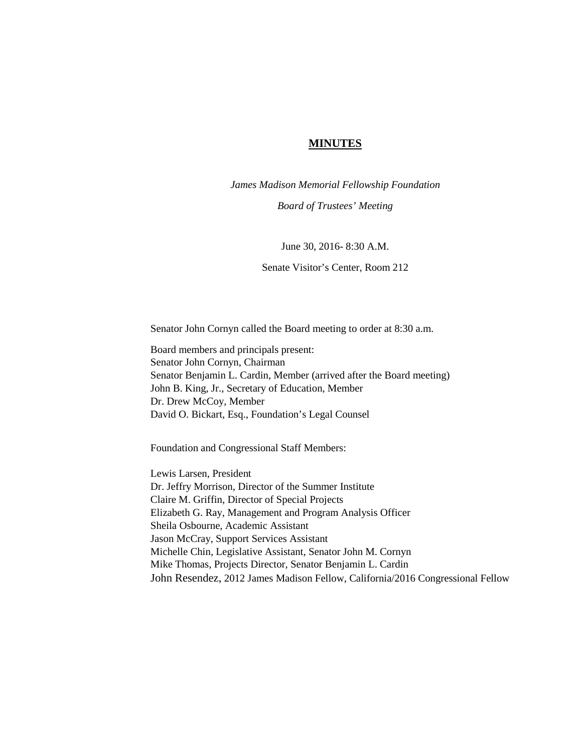# MINUTES

*James Madison Memorial Fellowship Foundation*

*Board of Trustees' Meeting*

June 30, 2016- 8:30 A.M.

Senate Visitor's Center, Room 212

Senator John Cornyn called the Board meeting to order at 8:30 a.m.

Board members and principals present:
Senator John Cornyn, Chairman
Senator Benjamin L. Cardin, Member (arrived after the Board meeting)
John B. King, Jr., Secretary of Education, Member
Dr. Drew McCoy, Member
David O. Bickart, Esq., Foundation's Legal Counsel

Foundation and Congressional Staff Members:

Lewis Larsen, President
Dr. Jeffry Morrison, Director of the Summer Institute
Claire M. Griffin, Director of Special Projects
Elizabeth G. Ray, Management and Program Analysis Officer
Sheila Osbourne, Academic Assistant
Jason McCray, Support Services Assistant
Michelle Chin, Legislative Assistant, Senator John M. Cornyn
Mike Thomas, Projects Director, Senator Benjamin L. Cardin
John Resendez, 2012 James Madison Fellow, California/2016 Congressional Fellow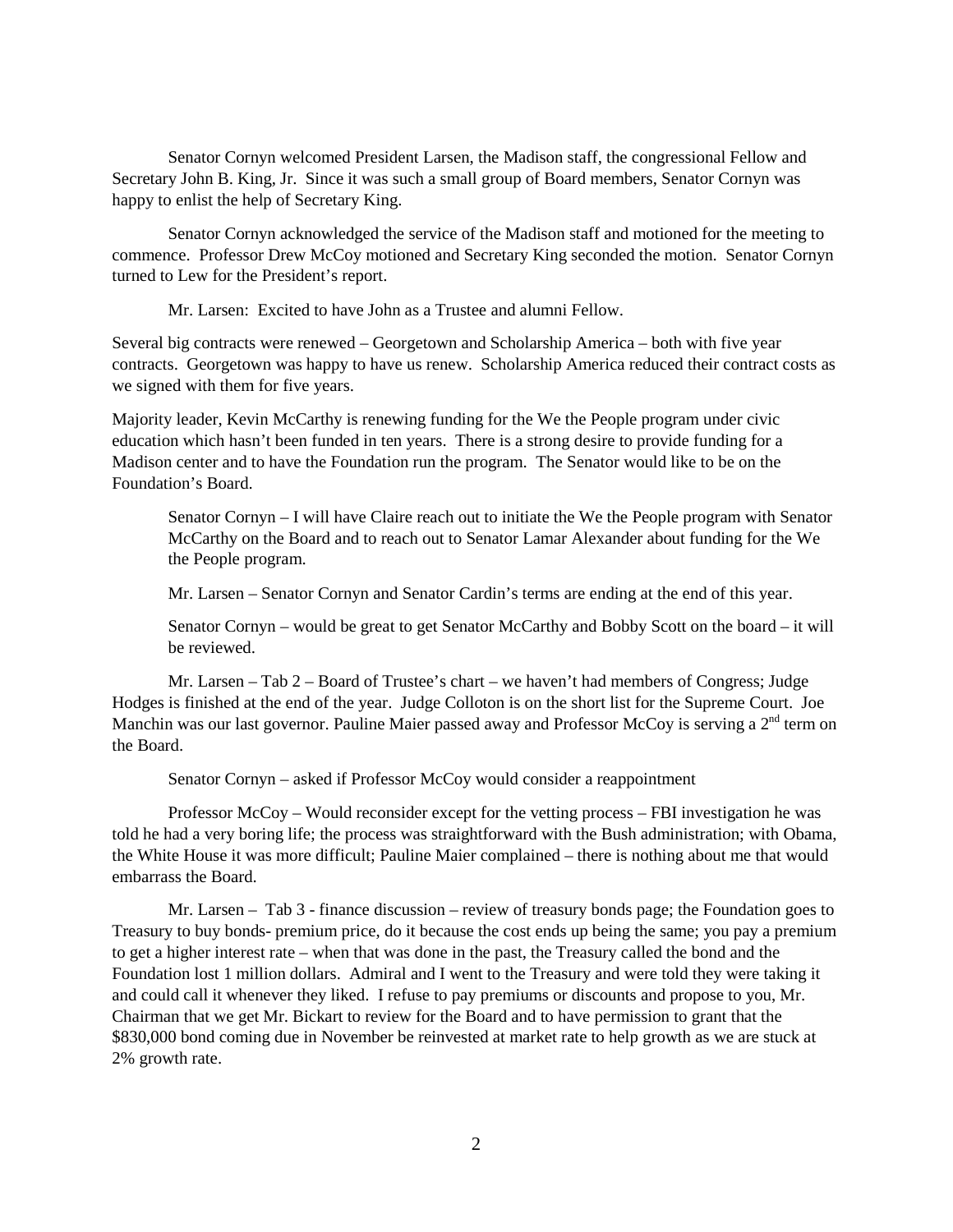Senator Cornyn welcomed President Larsen, the Madison staff, the congressional Fellow and Secretary John B. King, Jr. Since it was such a small group of Board members, Senator Cornyn was happy to enlist the help of Secretary King.

Senator Cornyn acknowledged the service of the Madison staff and motioned for the meeting to commence. Professor Drew McCoy motioned and Secretary King seconded the motion. Senator Cornyn turned to Lew for the President's report.

Mr. Larsen: Excited to have John as a Trustee and alumni Fellow.

Several big contracts were renewed – Georgetown and Scholarship America – both with five year contracts. Georgetown was happy to have us renew. Scholarship America reduced their contract costs as we signed with them for five years.

Majority leader, Kevin McCarthy is renewing funding for the We the People program under civic education which hasn't been funded in ten years. There is a strong desire to provide funding for a Madison center and to have the Foundation run the program. The Senator would like to be on the Foundation's Board.

> Senator Cornyn – I will have Claire reach out to initiate the We the People program with Senator McCarthy on the Board and to reach out to Senator Lamar Alexander about funding for the We the People program.
>
> Mr. Larsen – Senator Cornyn and Senator Cardin's terms are ending at the end of this year.
>
> Senator Cornyn – would be great to get Senator McCarthy and Bobby Scott on the board – it will be reviewed.

Mr. Larsen – Tab 2 – Board of Trustee's chart – we haven't had members of Congress; Judge Hodges is finished at the end of the year. Judge Colloton is on the short list for the Supreme Court. Joe Manchin was our last governor. Pauline Maier passed away and Professor McCoy is serving a 2nd term on the Board.

Senator Cornyn – asked if Professor McCoy would consider a reappointment

Professor McCoy – Would reconsider except for the vetting process – FBI investigation he was told he had a very boring life; the process was straightforward with the Bush administration; with Obama, the White House it was more difficult; Pauline Maier complained – there is nothing about me that would embarrass the Board.

Mr. Larsen – Tab 3 - finance discussion – review of treasury bonds page; the Foundation goes to Treasury to buy bonds- premium price, do it because the cost ends up being the same; you pay a premium to get a higher interest rate – when that was done in the past, the Treasury called the bond and the Foundation lost 1 million dollars. Admiral and I went to the Treasury and were told they were taking it and could call it whenever they liked. I refuse to pay premiums or discounts and propose to you, Mr. Chairman that we get Mr. Bickart to review for the Board and to have permission to grant that the $830,000 bond coming due in November be reinvested at market rate to help growth as we are stuck at 2% growth rate.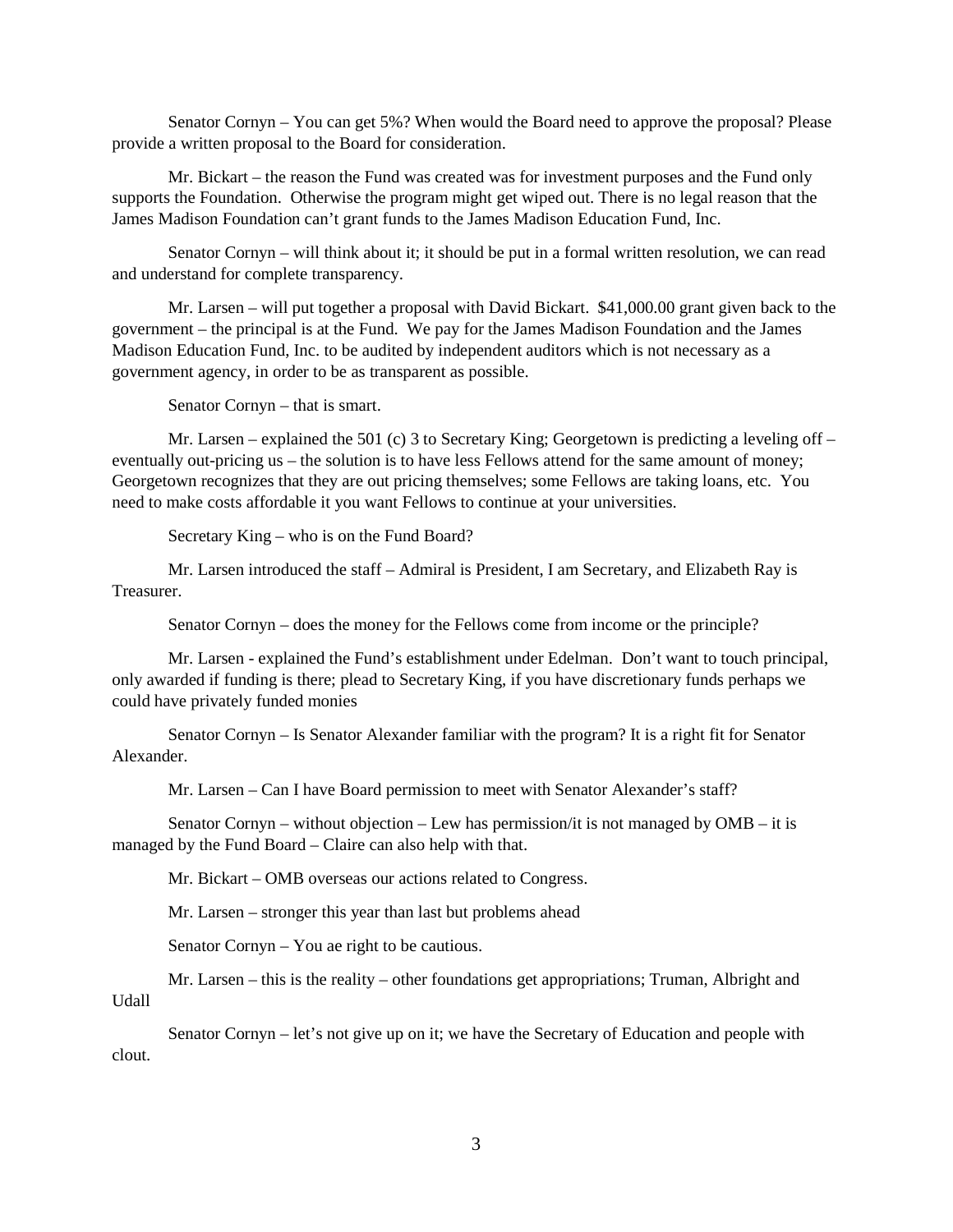Senator Cornyn – You can get 5%? When would the Board need to approve the proposal? Please provide a written proposal to the Board for consideration.

Mr. Bickart – the reason the Fund was created was for investment purposes and the Fund only supports the Foundation. Otherwise the program might get wiped out. There is no legal reason that the James Madison Foundation can't grant funds to the James Madison Education Fund, Inc.

Senator Cornyn – will think about it; it should be put in a formal written resolution, we can read and understand for complete transparency.

Mr. Larsen – will put together a proposal with David Bickart. $41,000.00 grant given back to the government – the principal is at the Fund. We pay for the James Madison Foundation and the James Madison Education Fund, Inc. to be audited by independent auditors which is not necessary as a government agency, in order to be as transparent as possible.

Senator Cornyn – that is smart.

Mr. Larsen – explained the 501 (c) 3 to Secretary King; Georgetown is predicting a leveling off – eventually out-pricing us – the solution is to have less Fellows attend for the same amount of money; Georgetown recognizes that they are out pricing themselves; some Fellows are taking loans, etc. You need to make costs affordable it you want Fellows to continue at your universities.

Secretary King – who is on the Fund Board?

Mr. Larsen introduced the staff – Admiral is President, I am Secretary, and Elizabeth Ray is Treasurer.

Senator Cornyn – does the money for the Fellows come from income or the principle?

Mr. Larsen - explained the Fund's establishment under Edelman. Don't want to touch principal, only awarded if funding is there; plead to Secretary King, if you have discretionary funds perhaps we could have privately funded monies

Senator Cornyn – Is Senator Alexander familiar with the program? It is a right fit for Senator Alexander.

Mr. Larsen – Can I have Board permission to meet with Senator Alexander's staff?

Senator Cornyn – without objection – Lew has permission/it is not managed by OMB – it is managed by the Fund Board – Claire can also help with that.

Mr. Bickart – OMB overseas our actions related to Congress.

Mr. Larsen – stronger this year than last but problems ahead

Senator Cornyn – You ae right to be cautious.

Mr. Larsen – this is the reality – other foundations get appropriations; Truman, Albright and Udall

Senator Cornyn – let's not give up on it; we have the Secretary of Education and people with clout.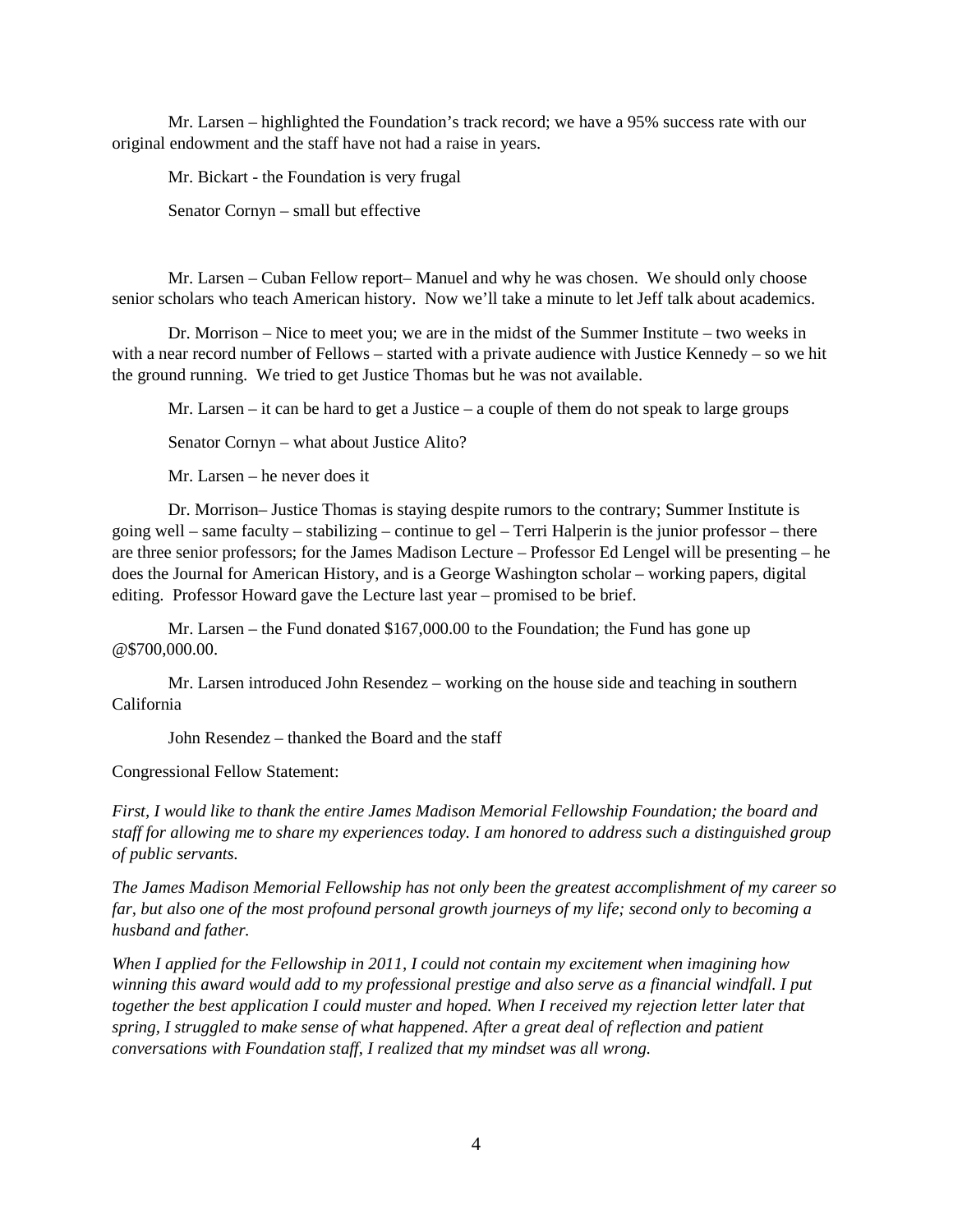Mr. Larsen – highlighted the Foundation's track record; we have a 95% success rate with our original endowment and the staff have not had a raise in years.

Mr. Bickart - the Foundation is very frugal

Senator Cornyn – small but effective

Mr. Larsen – Cuban Fellow report– Manuel and why he was chosen. We should only choose senior scholars who teach American history. Now we'll take a minute to let Jeff talk about academics.

Dr. Morrison – Nice to meet you; we are in the midst of the Summer Institute – two weeks in with a near record number of Fellows – started with a private audience with Justice Kennedy – so we hit the ground running. We tried to get Justice Thomas but he was not available.

Mr. Larsen – it can be hard to get a Justice – a couple of them do not speak to large groups

Senator Cornyn – what about Justice Alito?

Mr. Larsen – he never does it

Dr. Morrison– Justice Thomas is staying despite rumors to the contrary; Summer Institute is going well – same faculty – stabilizing – continue to gel – Terri Halperin is the junior professor – there are three senior professors; for the James Madison Lecture – Professor Ed Lengel will be presenting – he does the Journal for American History, and is a George Washington scholar – working papers, digital editing. Professor Howard gave the Lecture last year – promised to be brief.

Mr. Larsen – the Fund donated $167,000.00 to the Foundation; the Fund has gone up @$700,000.00.

Mr. Larsen introduced John Resendez – working on the house side and teaching in southern California

John Resendez – thanked the Board and the staff

Congressional Fellow Statement:

*First, I would like to thank the entire James Madison Memorial Fellowship Foundation; the board and staff for allowing me to share my experiences today. I am honored to address such a distinguished group of public servants.*

*The James Madison Memorial Fellowship has not only been the greatest accomplishment of my career so far, but also one of the most profound personal growth journeys of my life; second only to becoming a husband and father.*

*When I applied for the Fellowship in 2011, I could not contain my excitement when imagining how winning this award would add to my professional prestige and also serve as a financial windfall. I put together the best application I could muster and hoped. When I received my rejection letter later that spring, I struggled to make sense of what happened. After a great deal of reflection and patient conversations with Foundation staff, I realized that my mindset was all wrong.*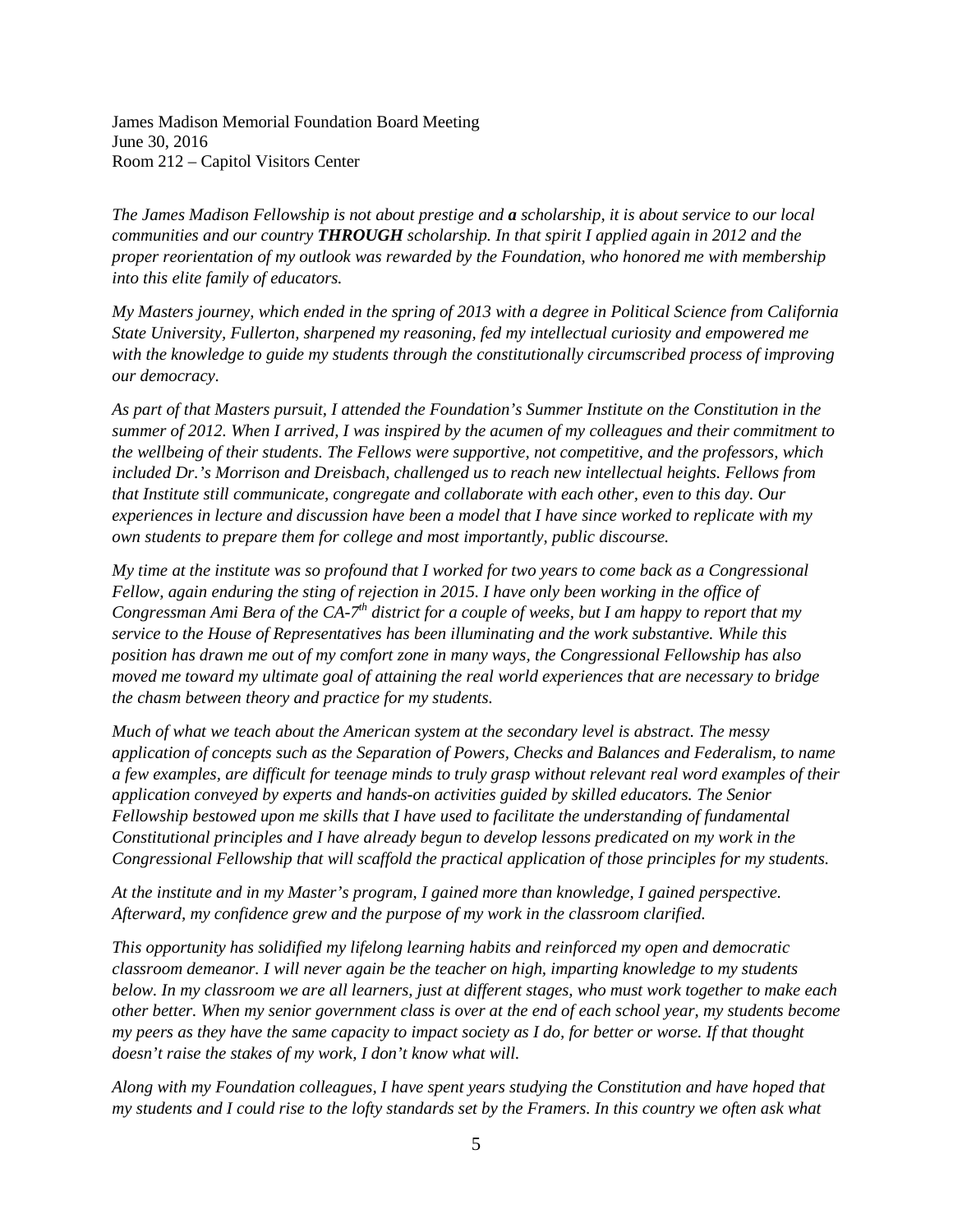James Madison Memorial Foundation Board Meeting
June 30, 2016
Room 212 – Capitol Visitors Center

*The James Madison Fellowship is not about prestige and **a** scholarship, it is about service to our local communities and our country **THROUGH** scholarship. In that spirit I applied again in 2012 and the proper reorientation of my outlook was rewarded by the Foundation, who honored me with membership into this elite family of educators.*

*My Masters journey, which ended in the spring of 2013 with a degree in Political Science from California State University, Fullerton, sharpened my reasoning, fed my intellectual curiosity and empowered me with the knowledge to guide my students through the constitutionally circumscribed process of improving our democracy.*

*As part of that Masters pursuit, I attended the Foundation's Summer Institute on the Constitution in the summer of 2012. When I arrived, I was inspired by the acumen of my colleagues and their commitment to the wellbeing of their students. The Fellows were supportive, not competitive, and the professors, which included Dr.'s Morrison and Dreisbach, challenged us to reach new intellectual heights. Fellows from that Institute still communicate, congregate and collaborate with each other, even to this day. Our experiences in lecture and discussion have been a model that I have since worked to replicate with my own students to prepare them for college and most importantly, public discourse.*

*My time at the institute was so profound that I worked for two years to come back as a Congressional Fellow, again enduring the sting of rejection in 2015. I have only been working in the office of Congressman Ami Bera of the CA-7th district for a couple of weeks, but I am happy to report that my service to the House of Representatives has been illuminating and the work substantive. While this position has drawn me out of my comfort zone in many ways, the Congressional Fellowship has also moved me toward my ultimate goal of attaining the real world experiences that are necessary to bridge the chasm between theory and practice for my students.*

*Much of what we teach about the American system at the secondary level is abstract. The messy application of concepts such as the Separation of Powers, Checks and Balances and Federalism, to name a few examples, are difficult for teenage minds to truly grasp without relevant real word examples of their application conveyed by experts and hands-on activities guided by skilled educators. The Senior Fellowship bestowed upon me skills that I have used to facilitate the understanding of fundamental Constitutional principles and I have already begun to develop lessons predicated on my work in the Congressional Fellowship that will scaffold the practical application of those principles for my students.*

*At the institute and in my Master's program, I gained more than knowledge, I gained perspective. Afterward, my confidence grew and the purpose of my work in the classroom clarified.*

*This opportunity has solidified my lifelong learning habits and reinforced my open and democratic classroom demeanor. I will never again be the teacher on high, imparting knowledge to my students below. In my classroom we are all learners, just at different stages, who must work together to make each other better. When my senior government class is over at the end of each school year, my students become my peers as they have the same capacity to impact society as I do, for better or worse. If that thought doesn't raise the stakes of my work, I don't know what will.*

*Along with my Foundation colleagues, I have spent years studying the Constitution and have hoped that my students and I could rise to the lofty standards set by the Framers. In this country we often ask what*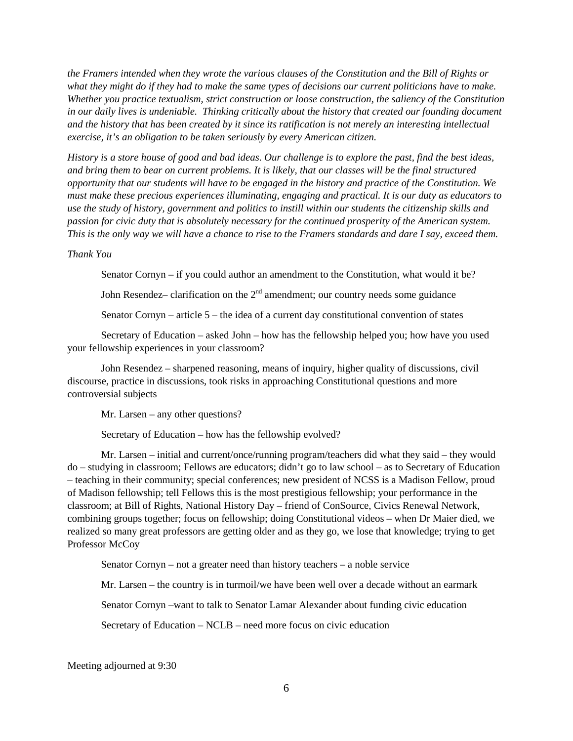*the Framers intended when they wrote the various clauses of the Constitution and the Bill of Rights or what they might do if they had to make the same types of decisions our current politicians have to make. Whether you practice textualism, strict construction or loose construction, the saliency of the Constitution in our daily lives is undeniable. Thinking critically about the history that created our founding document and the history that has been created by it since its ratification is not merely an interesting intellectual exercise, it's an obligation to be taken seriously by every American citizen.*

*History is a store house of good and bad ideas. Our challenge is to explore the past, find the best ideas, and bring them to bear on current problems. It is likely, that our classes will be the final structured opportunity that our students will have to be engaged in the history and practice of the Constitution. We must make these precious experiences illuminating, engaging and practical. It is our duty as educators to use the study of history, government and politics to instill within our students the citizenship skills and passion for civic duty that is absolutely necessary for the continued prosperity of the American system. This is the only way we will have a chance to rise to the Framers standards and dare I say, exceed them.*

*Thank You*

Senator Cornyn – if you could author an amendment to the Constitution, what would it be?

John Resendez– clarification on the 2nd amendment; our country needs some guidance

Senator Cornyn – article 5 – the idea of a current day constitutional convention of states

Secretary of Education – asked John – how has the fellowship helped you; how have you used your fellowship experiences in your classroom?

John Resendez – sharpened reasoning, means of inquiry, higher quality of discussions, civil discourse, practice in discussions, took risks in approaching Constitutional questions and more controversial subjects

Mr. Larsen – any other questions?

Secretary of Education – how has the fellowship evolved?

Mr. Larsen – initial and current/once/running program/teachers did what they said – they would do – studying in classroom; Fellows are educators; didn't go to law school – as to Secretary of Education – teaching in their community; special conferences; new president of NCSS is a Madison Fellow, proud of Madison fellowship; tell Fellows this is the most prestigious fellowship; your performance in the classroom; at Bill of Rights, National History Day – friend of ConSource, Civics Renewal Network, combining groups together; focus on fellowship; doing Constitutional videos – when Dr Maier died, we realized so many great professors are getting older and as they go, we lose that knowledge; trying to get Professor McCoy

Senator Cornyn – not a greater need than history teachers – a noble service

Mr. Larsen – the country is in turmoil/we have been well over a decade without an earmark

Senator Cornyn –want to talk to Senator Lamar Alexander about funding civic education

Secretary of Education – NCLB – need more focus on civic education

Meeting adjourned at 9:30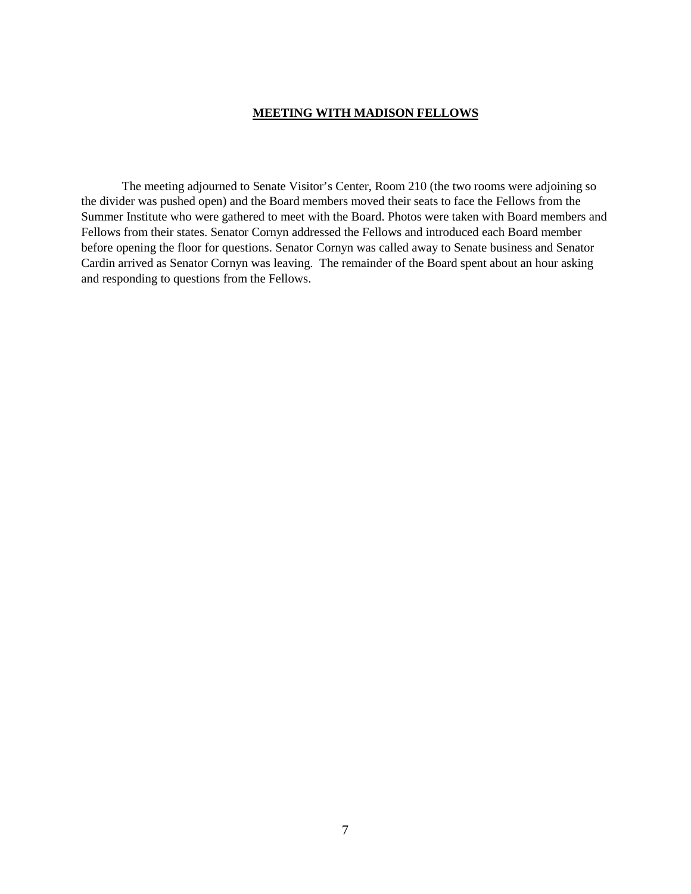## **MEETING WITH MADISON FELLOWS**

The meeting adjourned to Senate Visitor's Center, Room 210 (the two rooms were adjoining so the divider was pushed open) and the Board members moved their seats to face the Fellows from the Summer Institute who were gathered to meet with the Board. Photos were taken with Board members and Fellows from their states. Senator Cornyn addressed the Fellows and introduced each Board member before opening the floor for questions. Senator Cornyn was called away to Senate business and Senator Cardin arrived as Senator Cornyn was leaving. The remainder of the Board spent about an hour asking and responding to questions from the Fellows.